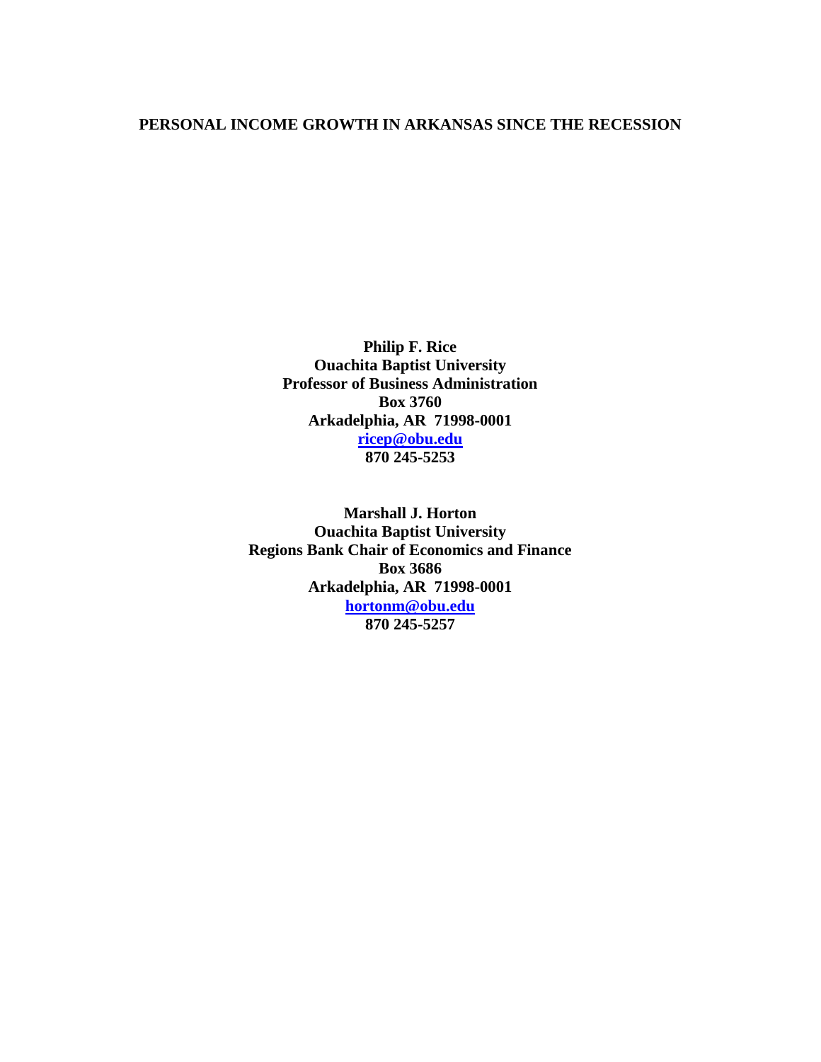# PERSONAL INCOME GROWTH IN ARKANSAS SINCE THE RECESSION

**Philip F. Rice**
**Ouachita Baptist University**
**Professor of Business Administration**
**Box 3760**
**Arkadelphia, AR 71998-0001**
**ricep@obu.edu**
**870 245-5253**

**Marshall J. Horton**
**Ouachita Baptist University**
**Regions Bank Chair of Economics and Finance**
**Box 3686**
**Arkadelphia, AR 71998-0001**
**hortonm@obu.edu**
**870 245-5257**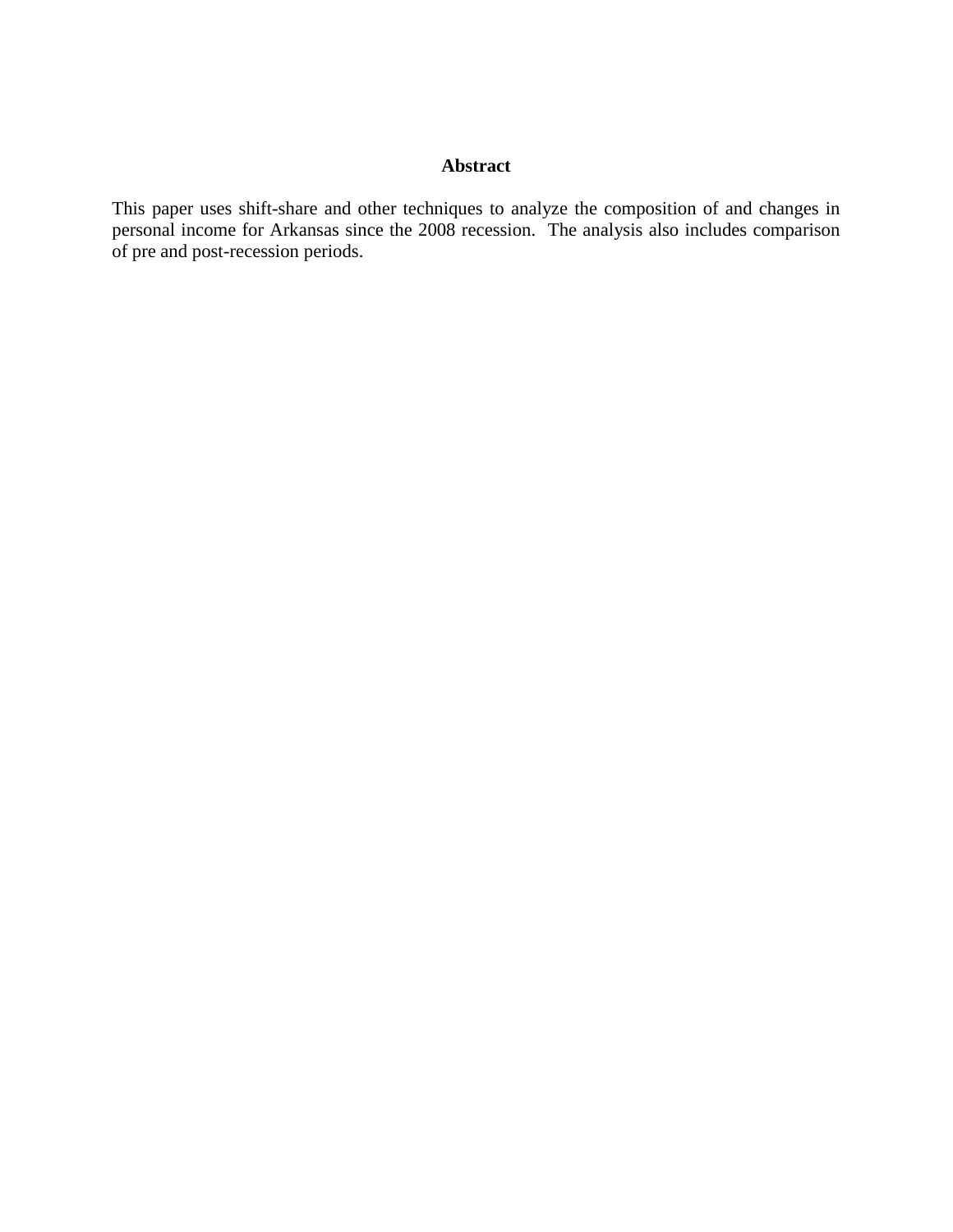## Abstract

This paper uses shift-share and other techniques to analyze the composition of and changes in personal income for Arkansas since the 2008 recession. The analysis also includes comparison of pre and post-recession periods.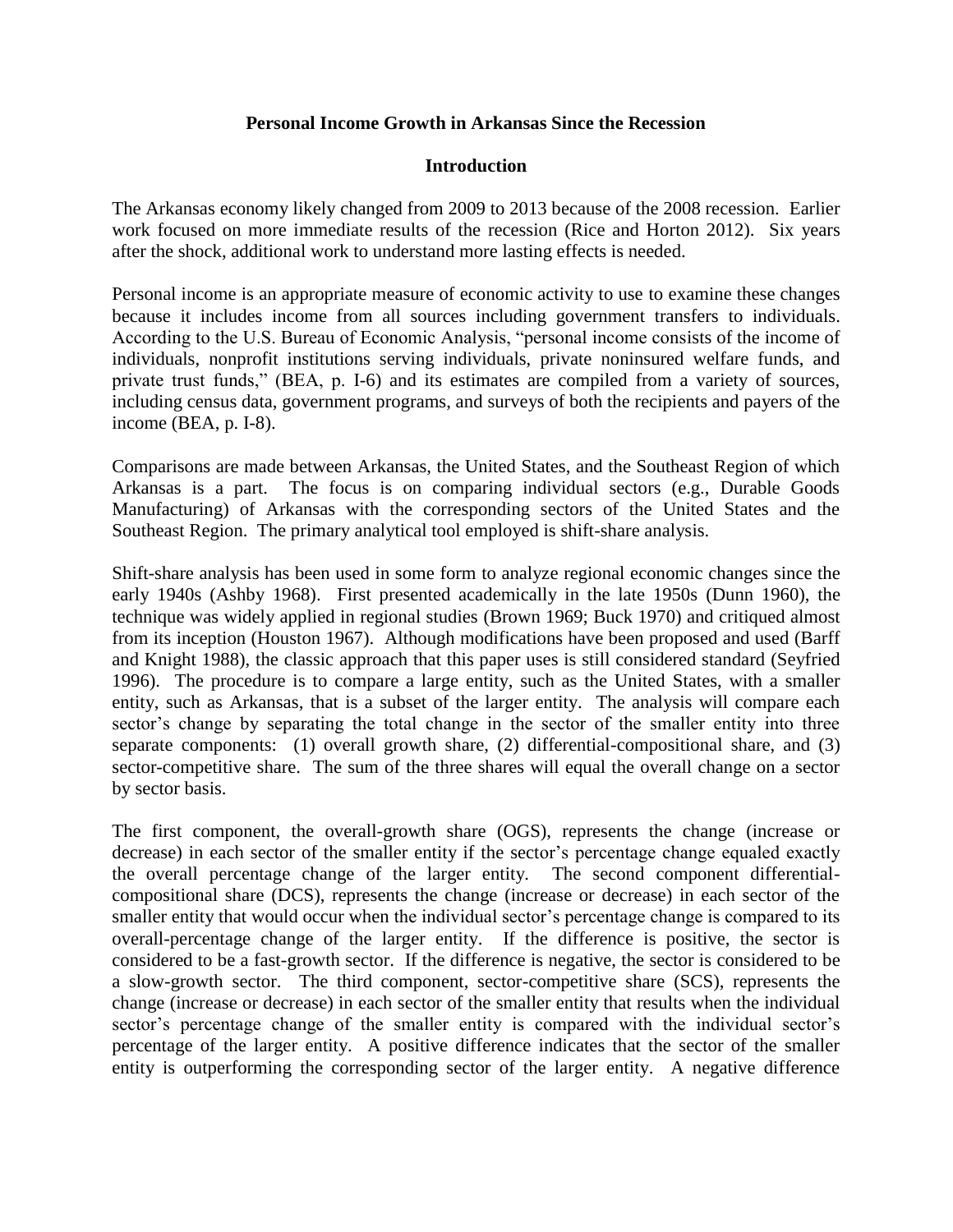**Personal Income Growth in Arkansas Since the Recession**

**Introduction**

The Arkansas economy likely changed from 2009 to 2013 because of the 2008 recession. Earlier work focused on more immediate results of the recession (Rice and Horton 2012). Six years after the shock, additional work to understand more lasting effects is needed.

Personal income is an appropriate measure of economic activity to use to examine these changes because it includes income from all sources including government transfers to individuals. According to the U.S. Bureau of Economic Analysis, "personal income consists of the income of individuals, nonprofit institutions serving individuals, private noninsured welfare funds, and private trust funds," (BEA, p. I-6) and its estimates are compiled from a variety of sources, including census data, government programs, and surveys of both the recipients and payers of the income (BEA, p. I-8).

Comparisons are made between Arkansas, the United States, and the Southeast Region of which Arkansas is a part. The focus is on comparing individual sectors (e.g., Durable Goods Manufacturing) of Arkansas with the corresponding sectors of the United States and the Southeast Region. The primary analytical tool employed is shift-share analysis.

Shift-share analysis has been used in some form to analyze regional economic changes since the early 1940s (Ashby 1968). First presented academically in the late 1950s (Dunn 1960), the technique was widely applied in regional studies (Brown 1969; Buck 1970) and critiqued almost from its inception (Houston 1967). Although modifications have been proposed and used (Barff and Knight 1988), the classic approach that this paper uses is still considered standard (Seyfried 1996). The procedure is to compare a large entity, such as the United States, with a smaller entity, such as Arkansas, that is a subset of the larger entity. The analysis will compare each sector's change by separating the total change in the sector of the smaller entity into three separate components: (1) overall growth share, (2) differential-compositional share, and (3) sector-competitive share. The sum of the three shares will equal the overall change on a sector by sector basis.

The first component, the overall-growth share (OGS), represents the change (increase or decrease) in each sector of the smaller entity if the sector's percentage change equaled exactly the overall percentage change of the larger entity. The second component differential-compositional share (DCS), represents the change (increase or decrease) in each sector of the smaller entity that would occur when the individual sector's percentage change is compared to its overall-percentage change of the larger entity. If the difference is positive, the sector is considered to be a fast-growth sector. If the difference is negative, the sector is considered to be a slow-growth sector. The third component, sector-competitive share (SCS), represents the change (increase or decrease) in each sector of the smaller entity that results when the individual sector's percentage change of the smaller entity is compared with the individual sector's percentage of the larger entity. A positive difference indicates that the sector of the smaller entity is outperforming the corresponding sector of the larger entity. A negative difference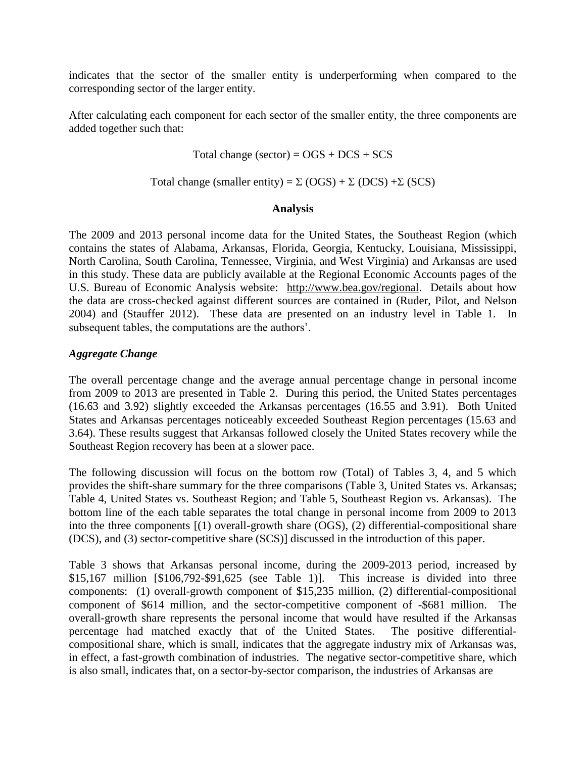indicates that the sector of the smaller entity is underperforming when compared to the corresponding sector of the larger entity.

After calculating each component for each sector of the smaller entity, the three components are added together such that:

$$\text{Total change (sector)} = \text{OGS} + \text{DCS} + \text{SCS}$$

$$\text{Total change (smaller entity)} = \Sigma\ (\text{OGS}) + \Sigma\ (\text{DCS}) + \Sigma\ (\text{SCS})$$

## Analysis

The 2009 and 2013 personal income data for the United States, the Southeast Region (which contains the states of Alabama, Arkansas, Florida, Georgia, Kentucky, Louisiana, Mississippi, North Carolina, South Carolina, Tennessee, Virginia, and West Virginia) and Arkansas are used in this study. These data are publicly available at the Regional Economic Accounts pages of the U.S. Bureau of Economic Analysis website: http://www.bea.gov/regional. Details about how the data are cross-checked against different sources are contained in (Ruder, Pilot, and Nelson 2004) and (Stauffer 2012). These data are presented on an industry level in Table 1. In subsequent tables, the computations are the authors'.

### *Aggregate Change*

The overall percentage change and the average annual percentage change in personal income from 2009 to 2013 are presented in Table 2. During this period, the United States percentages (16.63 and 3.92) slightly exceeded the Arkansas percentages (16.55 and 3.91). Both United States and Arkansas percentages noticeably exceeded Southeast Region percentages (15.63 and 3.64). These results suggest that Arkansas followed closely the United States recovery while the Southeast Region recovery has been at a slower pace.

The following discussion will focus on the bottom row (Total) of Tables 3, 4, and 5 which provides the shift-share summary for the three comparisons (Table 3, United States vs. Arkansas; Table 4, United States vs. Southeast Region; and Table 5, Southeast Region vs. Arkansas). The bottom line of the each table separates the total change in personal income from 2009 to 2013 into the three components [(1) overall-growth share (OGS), (2) differential-compositional share (DCS), and (3) sector-competitive share (SCS)] discussed in the introduction of this paper.

Table 3 shows that Arkansas personal income, during the 2009-2013 period, increased by \$15,167 million [\$106,792-\$91,625 (see Table 1)]. This increase is divided into three components: (1) overall-growth component of \$15,235 million, (2) differential-compositional component of \$614 million, and the sector-competitive component of -\$681 million. The overall-growth share represents the personal income that would have resulted if the Arkansas percentage had matched exactly that of the United States. The positive differential-compositional share, which is small, indicates that the aggregate industry mix of Arkansas was, in effect, a fast-growth combination of industries. The negative sector-competitive share, which is also small, indicates that, on a sector-by-sector comparison, the industries of Arkansas are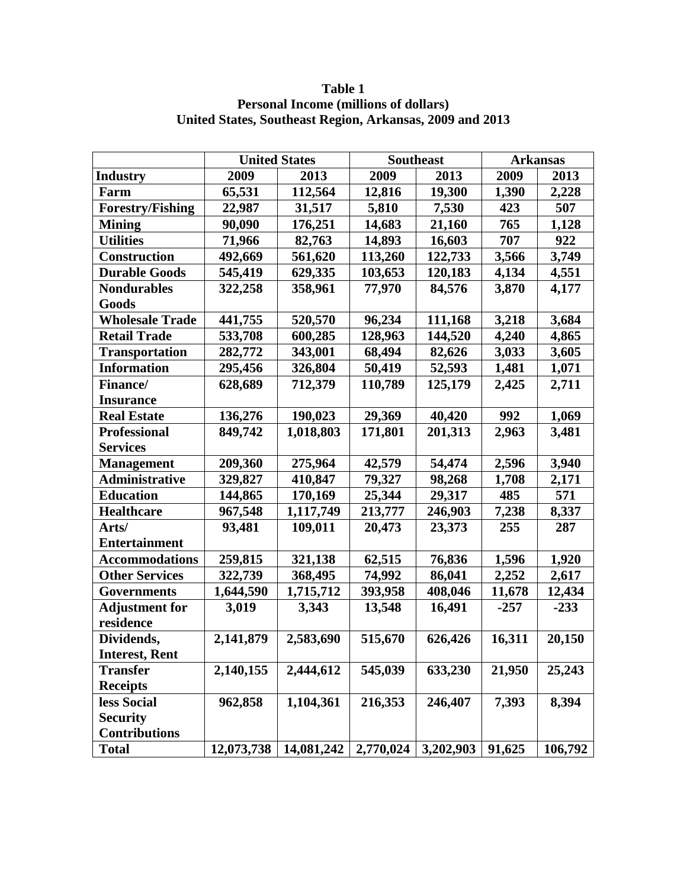**Table 1**
**Personal Income (millions of dollars)**
**United States, Southeast Region, Arkansas, 2009 and 2013**

| | United States | | Southeast | | Arkansas | |
|---|---|---|---|---|---|---|
| **Industry** | **2009** | **2013** | **2009** | **2013** | **2009** | **2013** |
| **Farm** | **65,531** | **112,564** | **12,816** | **19,300** | **1,390** | **2,228** |
| **Forestry/Fishing** | **22,987** | **31,517** | **5,810** | **7,530** | **423** | **507** |
| **Mining** | **90,090** | **176,251** | **14,683** | **21,160** | **765** | **1,128** |
| **Utilities** | **71,966** | **82,763** | **14,893** | **16,603** | **707** | **922** |
| **Construction** | **492,669** | **561,620** | **113,260** | **122,733** | **3,566** | **3,749** |
| **Durable Goods** | **545,419** | **629,335** | **103,653** | **120,183** | **4,134** | **4,551** |
| **Nondurables Goods** | **322,258** | **358,961** | **77,970** | **84,576** | **3,870** | **4,177** |
| **Wholesale Trade** | **441,755** | **520,570** | **96,234** | **111,168** | **3,218** | **3,684** |
| **Retail Trade** | **533,708** | **600,285** | **128,963** | **144,520** | **4,240** | **4,865** |
| **Transportation** | **282,772** | **343,001** | **68,494** | **82,626** | **3,033** | **3,605** |
| **Information** | **295,456** | **326,804** | **50,419** | **52,593** | **1,481** | **1,071** |
| **Finance/ Insurance** | **628,689** | **712,379** | **110,789** | **125,179** | **2,425** | **2,711** |
| **Real Estate** | **136,276** | **190,023** | **29,369** | **40,420** | **992** | **1,069** |
| **Professional Services** | **849,742** | **1,018,803** | **171,801** | **201,313** | **2,963** | **3,481** |
| **Management** | **209,360** | **275,964** | **42,579** | **54,474** | **2,596** | **3,940** |
| **Administrative** | **329,827** | **410,847** | **79,327** | **98,268** | **1,708** | **2,171** |
| **Education** | **144,865** | **170,169** | **25,344** | **29,317** | **485** | **571** |
| **Healthcare** | **967,548** | **1,117,749** | **213,777** | **246,903** | **7,238** | **8,337** |
| **Arts/ Entertainment** | **93,481** | **109,011** | **20,473** | **23,373** | **255** | **287** |
| **Accommodations** | **259,815** | **321,138** | **62,515** | **76,836** | **1,596** | **1,920** |
| **Other Services** | **322,739** | **368,495** | **74,992** | **86,041** | **2,252** | **2,617** |
| **Governments** | **1,644,590** | **1,715,712** | **393,958** | **408,046** | **11,678** | **12,434** |
| **Adjustment for residence** | **3,019** | **3,343** | **13,548** | **16,491** | **-257** | **-233** |
| **Dividends, Interest, Rent** | **2,141,879** | **2,583,690** | **515,670** | **626,426** | **16,311** | **20,150** |
| **Transfer Receipts** | **2,140,155** | **2,444,612** | **545,039** | **633,230** | **21,950** | **25,243** |
| **less Social Security Contributions** | **962,858** | **1,104,361** | **216,353** | **246,407** | **7,393** | **8,394** |
| **Total** | **12,073,738** | **14,081,242** | **2,770,024** | **3,202,903** | **91,625** | **106,792** |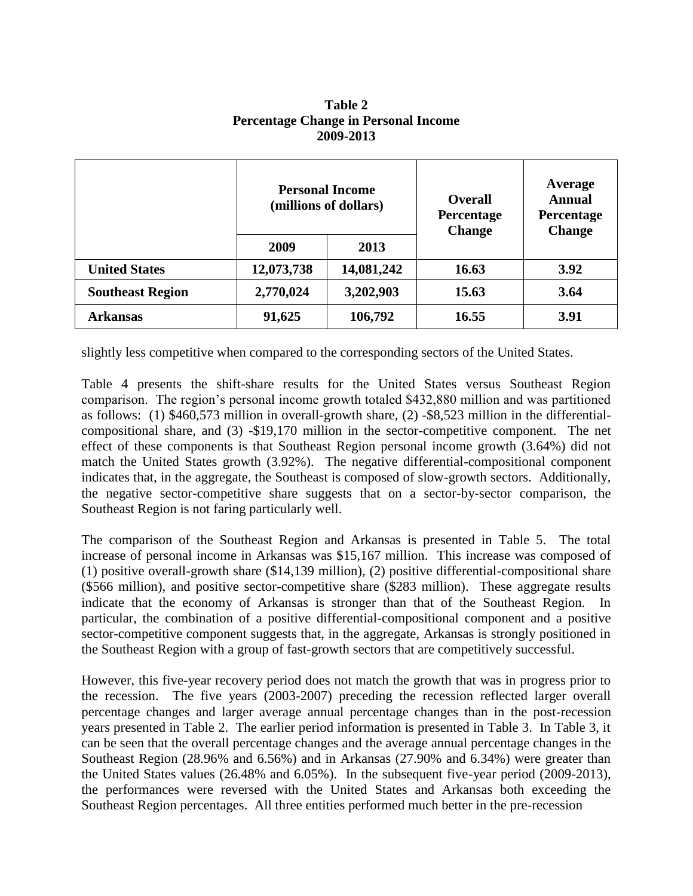**Table 2**
**Percentage Change in Personal Income**
**2009-2013**

| | Personal Income (millions of dollars) | | Overall Percentage Change | Average Annual Percentage Change |
|---|---|---|---|---|
| | 2009 | 2013 | | |
| **United States** | 12,073,738 | 14,081,242 | 16.63 | 3.92 |
| **Southeast Region** | 2,770,024 | 3,202,903 | 15.63 | 3.64 |
| **Arkansas** | 91,625 | 106,792 | 16.55 | 3.91 |

slightly less competitive when compared to the corresponding sectors of the United States.

Table 4 presents the shift-share results for the United States versus Southeast Region comparison. The region's personal income growth totaled $432,880 million and was partitioned as follows: (1) $460,573 million in overall-growth share, (2) -$8,523 million in the differential-compositional share, and (3) -$19,170 million in the sector-competitive component. The net effect of these components is that Southeast Region personal income growth (3.64%) did not match the United States growth (3.92%). The negative differential-compositional component indicates that, in the aggregate, the Southeast is composed of slow-growth sectors. Additionally, the negative sector-competitive share suggests that on a sector-by-sector comparison, the Southeast Region is not faring particularly well.

The comparison of the Southeast Region and Arkansas is presented in Table 5. The total increase of personal income in Arkansas was $15,167 million. This increase was composed of (1) positive overall-growth share ($14,139 million), (2) positive differential-compositional share ($566 million), and positive sector-competitive share ($283 million). These aggregate results indicate that the economy of Arkansas is stronger than that of the Southeast Region. In particular, the combination of a positive differential-compositional component and a positive sector-competitive component suggests that, in the aggregate, Arkansas is strongly positioned in the Southeast Region with a group of fast-growth sectors that are competitively successful.

However, this five-year recovery period does not match the growth that was in progress prior to the recession. The five years (2003-2007) preceding the recession reflected larger overall percentage changes and larger average annual percentage changes than in the post-recession years presented in Table 2. The earlier period information is presented in Table 3. In Table 3, it can be seen that the overall percentage changes and the average annual percentage changes in the Southeast Region (28.96% and 6.56%) and in Arkansas (27.90% and 6.34%) were greater than the United States values (26.48% and 6.05%). In the subsequent five-year period (2009-2013), the performances were reversed with the United States and Arkansas both exceeding the Southeast Region percentages. All three entities performed much better in the pre-recession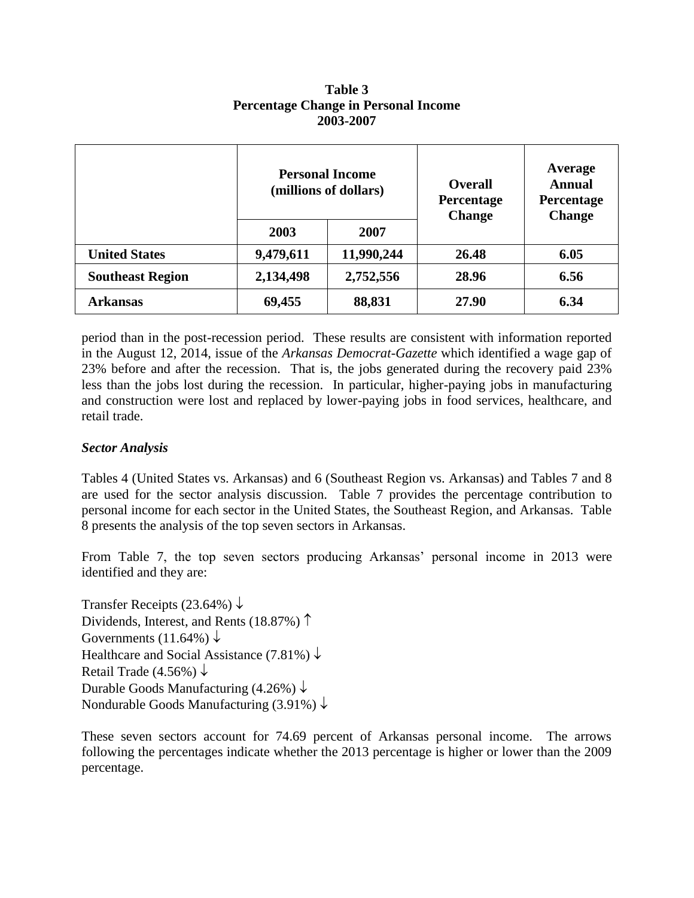**Table 3**
**Percentage Change in Personal Income**
**2003-2007**

| | Personal Income (millions of dollars) | | Overall Percentage Change | Average Annual Percentage Change |
|---|---|---|---|---|
| | 2003 | 2007 | | |
| **United States** | 9,479,611 | 11,990,244 | 26.48 | 6.05 |
| **Southeast Region** | 2,134,498 | 2,752,556 | 28.96 | 6.56 |
| **Arkansas** | 69,455 | 88,831 | 27.90 | 6.34 |

period than in the post-recession period. These results are consistent with information reported in the August 12, 2014, issue of the *Arkansas Democrat-Gazette* which identified a wage gap of 23% before and after the recession. That is, the jobs generated during the recovery paid 23% less than the jobs lost during the recession. In particular, higher-paying jobs in manufacturing and construction were lost and replaced by lower-paying jobs in food services, healthcare, and retail trade.

### *Sector Analysis*

Tables 4 (United States vs. Arkansas) and 6 (Southeast Region vs. Arkansas) and Tables 7 and 8 are used for the sector analysis discussion. Table 7 provides the percentage contribution to personal income for each sector in the United States, the Southeast Region, and Arkansas. Table 8 presents the analysis of the top seven sectors in Arkansas.

From Table 7, the top seven sectors producing Arkansas' personal income in 2013 were identified and they are:

Transfer Receipts (23.64%) ↓
Dividends, Interest, and Rents (18.87%) ↑
Governments (11.64%) ↓
Healthcare and Social Assistance (7.81%) ↓
Retail Trade (4.56%) ↓
Durable Goods Manufacturing (4.26%) ↓
Nondurable Goods Manufacturing (3.91%) ↓

These seven sectors account for 74.69 percent of Arkansas personal income. The arrows following the percentages indicate whether the 2013 percentage is higher or lower than the 2009 percentage.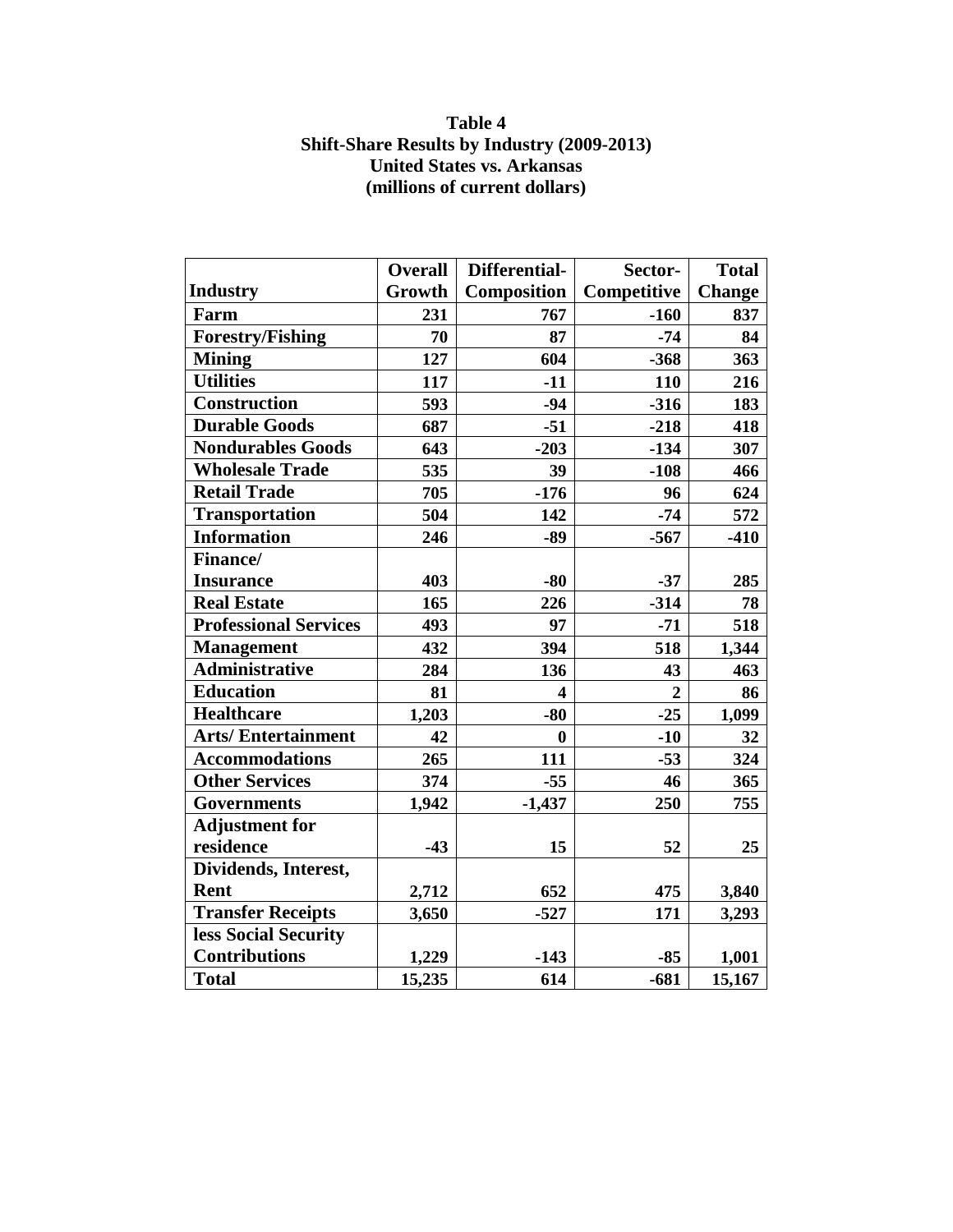**Table 4**
**Shift-Share Results by Industry (2009-2013)**
**United States vs. Arkansas**
**(millions of current dollars)**

| Industry | Overall Growth | Differential-Composition | Sector-Competitive | Total Change |
|---|---|---|---|---|
| Farm | 231 | 767 | -160 | 837 |
| Forestry/Fishing | 70 | 87 | -74 | 84 |
| Mining | 127 | 604 | -368 | 363 |
| Utilities | 117 | -11 | 110 | 216 |
| Construction | 593 | -94 | -316 | 183 |
| Durable Goods | 687 | -51 | -218 | 418 |
| Nondurables Goods | 643 | -203 | -134 | 307 |
| Wholesale Trade | 535 | 39 | -108 | 466 |
| Retail Trade | 705 | -176 | 96 | 624 |
| Transportation | 504 | 142 | -74 | 572 |
| Information | 246 | -89 | -567 | -410 |
| Finance/ Insurance | 403 | -80 | -37 | 285 |
| Real Estate | 165 | 226 | -314 | 78 |
| Professional Services | 493 | 97 | -71 | 518 |
| Management | 432 | 394 | 518 | 1,344 |
| Administrative | 284 | 136 | 43 | 463 |
| Education | 81 | 4 | 2 | 86 |
| Healthcare | 1,203 | -80 | -25 | 1,099 |
| Arts/ Entertainment | 42 | 0 | -10 | 32 |
| Accommodations | 265 | 111 | -53 | 324 |
| Other Services | 374 | -55 | 46 | 365 |
| Governments | 1,942 | -1,437 | 250 | 755 |
| Adjustment for residence | -43 | 15 | 52 | 25 |
| Dividends, Interest, Rent | 2,712 | 652 | 475 | 3,840 |
| Transfer Receipts | 3,650 | -527 | 171 | 3,293 |
| less Social Security Contributions | 1,229 | -143 | -85 | 1,001 |
| Total | 15,235 | 614 | -681 | 15,167 |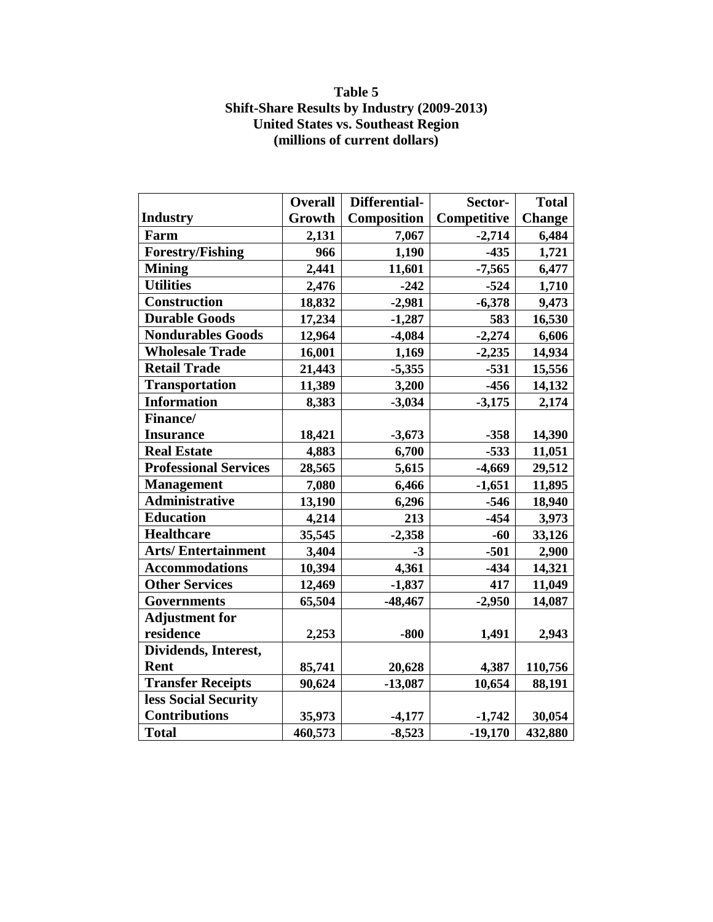**Table 5**
**Shift-Share Results by Industry (2009-2013)**
**United States vs. Southeast Region**
**(millions of current dollars)**

| Industry | Overall Growth | Differential-Composition | Sector-Competitive | Total Change |
|---|---|---|---|---|
| Farm | 2,131 | 7,067 | -2,714 | 6,484 |
| Forestry/Fishing | 966 | 1,190 | -435 | 1,721 |
| Mining | 2,441 | 11,601 | -7,565 | 6,477 |
| Utilities | 2,476 | -242 | -524 | 1,710 |
| Construction | 18,832 | -2,981 | -6,378 | 9,473 |
| Durable Goods | 17,234 | -1,287 | 583 | 16,530 |
| Nondurables Goods | 12,964 | -4,084 | -2,274 | 6,606 |
| Wholesale Trade | 16,001 | 1,169 | -2,235 | 14,934 |
| Retail Trade | 21,443 | -5,355 | -531 | 15,556 |
| Transportation | 11,389 | 3,200 | -456 | 14,132 |
| Information | 8,383 | -3,034 | -3,175 | 2,174 |
| Finance/ Insurance | 18,421 | -3,673 | -358 | 14,390 |
| Real Estate | 4,883 | 6,700 | -533 | 11,051 |
| Professional Services | 28,565 | 5,615 | -4,669 | 29,512 |
| Management | 7,080 | 6,466 | -1,651 | 11,895 |
| Administrative | 13,190 | 6,296 | -546 | 18,940 |
| Education | 4,214 | 213 | -454 | 3,973 |
| Healthcare | 35,545 | -2,358 | -60 | 33,126 |
| Arts/ Entertainment | 3,404 | -3 | -501 | 2,900 |
| Accommodations | 10,394 | 4,361 | -434 | 14,321 |
| Other Services | 12,469 | -1,837 | 417 | 11,049 |
| Governments | 65,504 | -48,467 | -2,950 | 14,087 |
| Adjustment for residence | 2,253 | -800 | 1,491 | 2,943 |
| Dividends, Interest, Rent | 85,741 | 20,628 | 4,387 | 110,756 |
| Transfer Receipts | 90,624 | -13,087 | 10,654 | 88,191 |
| less Social Security Contributions | 35,973 | -4,177 | -1,742 | 30,054 |
| Total | 460,573 | -8,523 | -19,170 | 432,880 |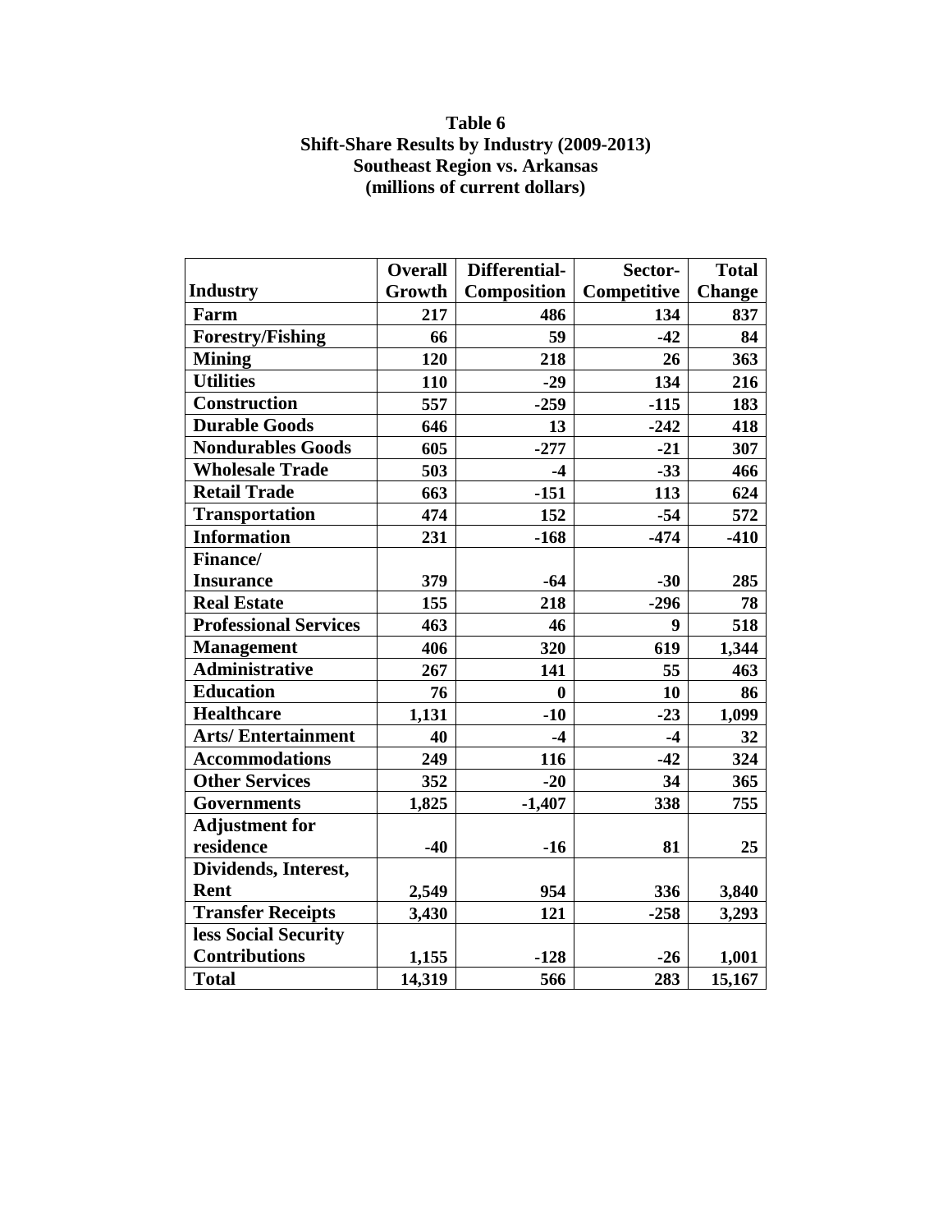**Table 6**
**Shift-Share Results by Industry (2009-2013)**
**Southeast Region vs. Arkansas**
**(millions of current dollars)**

| Industry | Overall Growth | Differential-Composition | Sector-Competitive | Total Change |
|---|---|---|---|---|
| Farm | 217 | 486 | 134 | 837 |
| Forestry/Fishing | 66 | 59 | -42 | 84 |
| Mining | 120 | 218 | 26 | 363 |
| Utilities | 110 | -29 | 134 | 216 |
| Construction | 557 | -259 | -115 | 183 |
| Durable Goods | 646 | 13 | -242 | 418 |
| Nondurables Goods | 605 | -277 | -21 | 307 |
| Wholesale Trade | 503 | -4 | -33 | 466 |
| Retail Trade | 663 | -151 | 113 | 624 |
| Transportation | 474 | 152 | -54 | 572 |
| Information | 231 | -168 | -474 | -410 |
| Finance/ Insurance | 379 | -64 | -30 | 285 |
| Real Estate | 155 | 218 | -296 | 78 |
| Professional Services | 463 | 46 | 9 | 518 |
| Management | 406 | 320 | 619 | 1,344 |
| Administrative | 267 | 141 | 55 | 463 |
| Education | 76 | 0 | 10 | 86 |
| Healthcare | 1,131 | -10 | -23 | 1,099 |
| Arts/ Entertainment | 40 | -4 | -4 | 32 |
| Accommodations | 249 | 116 | -42 | 324 |
| Other Services | 352 | -20 | 34 | 365 |
| Governments | 1,825 | -1,407 | 338 | 755 |
| Adjustment for residence | -40 | -16 | 81 | 25 |
| Dividends, Interest, Rent | 2,549 | 954 | 336 | 3,840 |
| Transfer Receipts | 3,430 | 121 | -258 | 3,293 |
| less Social Security Contributions | 1,155 | -128 | -26 | 1,001 |
| Total | 14,319 | 566 | 283 | 15,167 |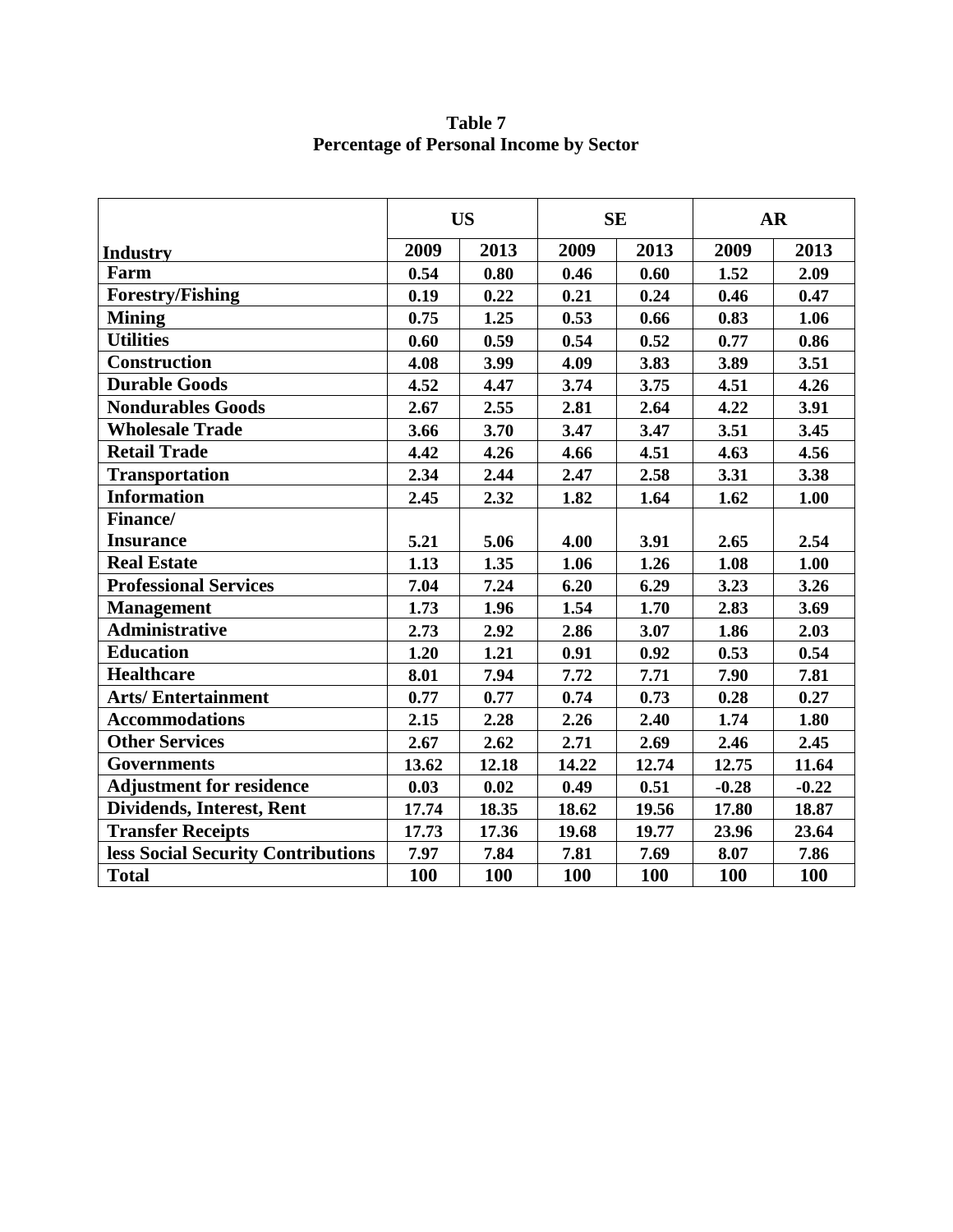**Table 7**
**Percentage of Personal Income by Sector**

| Industry | US | | SE | | AR | |
|---|---|---|---|---|---|---|
| | 2009 | 2013 | 2009 | 2013 | 2009 | 2013 |
| Farm | 0.54 | 0.80 | 0.46 | 0.60 | 1.52 | 2.09 |
| Forestry/Fishing | 0.19 | 0.22 | 0.21 | 0.24 | 0.46 | 0.47 |
| Mining | 0.75 | 1.25 | 0.53 | 0.66 | 0.83 | 1.06 |
| Utilities | 0.60 | 0.59 | 0.54 | 0.52 | 0.77 | 0.86 |
| Construction | 4.08 | 3.99 | 4.09 | 3.83 | 3.89 | 3.51 |
| Durable Goods | 4.52 | 4.47 | 3.74 | 3.75 | 4.51 | 4.26 |
| Nondurables Goods | 2.67 | 2.55 | 2.81 | 2.64 | 4.22 | 3.91 |
| Wholesale Trade | 3.66 | 3.70 | 3.47 | 3.47 | 3.51 | 3.45 |
| Retail Trade | 4.42 | 4.26 | 4.66 | 4.51 | 4.63 | 4.56 |
| Transportation | 2.34 | 2.44 | 2.47 | 2.58 | 3.31 | 3.38 |
| Information | 2.45 | 2.32 | 1.82 | 1.64 | 1.62 | 1.00 |
| Finance/ Insurance | 5.21 | 5.06 | 4.00 | 3.91 | 2.65 | 2.54 |
| Real Estate | 1.13 | 1.35 | 1.06 | 1.26 | 1.08 | 1.00 |
| Professional Services | 7.04 | 7.24 | 6.20 | 6.29 | 3.23 | 3.26 |
| Management | 1.73 | 1.96 | 1.54 | 1.70 | 2.83 | 3.69 |
| Administrative | 2.73 | 2.92 | 2.86 | 3.07 | 1.86 | 2.03 |
| Education | 1.20 | 1.21 | 0.91 | 0.92 | 0.53 | 0.54 |
| Healthcare | 8.01 | 7.94 | 7.72 | 7.71 | 7.90 | 7.81 |
| Arts/ Entertainment | 0.77 | 0.77 | 0.74 | 0.73 | 0.28 | 0.27 |
| Accommodations | 2.15 | 2.28 | 2.26 | 2.40 | 1.74 | 1.80 |
| Other Services | 2.67 | 2.62 | 2.71 | 2.69 | 2.46 | 2.45 |
| Governments | 13.62 | 12.18 | 14.22 | 12.74 | 12.75 | 11.64 |
| Adjustment for residence | 0.03 | 0.02 | 0.49 | 0.51 | -0.28 | -0.22 |
| Dividends, Interest, Rent | 17.74 | 18.35 | 18.62 | 19.56 | 17.80 | 18.87 |
| Transfer Receipts | 17.73 | 17.36 | 19.68 | 19.77 | 23.96 | 23.64 |
| less Social Security Contributions | 7.97 | 7.84 | 7.81 | 7.69 | 8.07 | 7.86 |
| Total | 100 | 100 | 100 | 100 | 100 | 100 |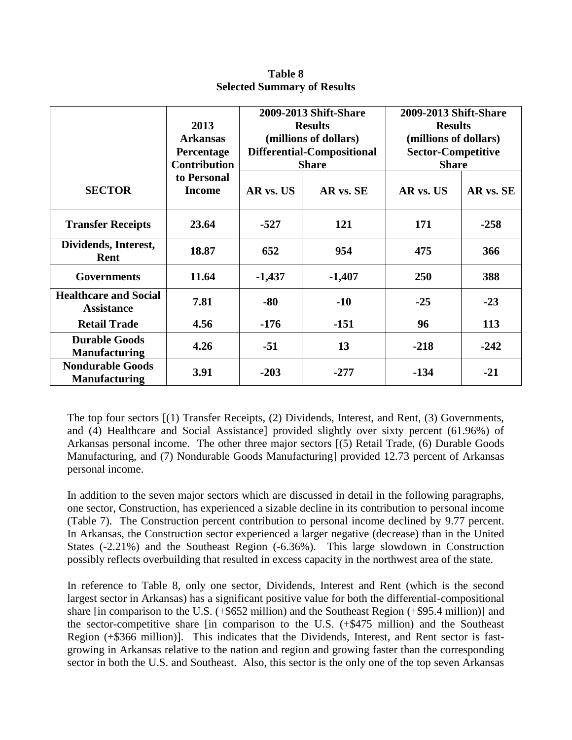**Table 8**
**Selected Summary of Results**

| SECTOR | 2013 Arkansas Percentage Contribution to Personal Income | 2009-2013 Shift-Share Results (millions of dollars) Differential-Compositional Share | | 2009-2013 Shift-Share Results (millions of dollars) Sector-Competitive Share | |
|---|---|---|---|---|---|
| | | AR vs. US | AR vs. SE | AR vs. US | AR vs. SE |
| **Transfer Receipts** | **23.64** | **-527** | **121** | **171** | **-258** |
| **Dividends, Interest, Rent** | **18.87** | **652** | **954** | **475** | **366** |
| **Governments** | **11.64** | **-1,437** | **-1,407** | **250** | **388** |
| **Healthcare and Social Assistance** | **7.81** | **-80** | **-10** | **-25** | **-23** |
| **Retail Trade** | **4.56** | **-176** | **-151** | **96** | **113** |
| **Durable Goods Manufacturing** | **4.26** | **-51** | **13** | **-218** | **-242** |
| **Nondurable Goods Manufacturing** | **3.91** | **-203** | **-277** | **-134** | **-21** |

The top four sectors [(1) Transfer Receipts, (2) Dividends, Interest, and Rent, (3) Governments, and (4) Healthcare and Social Assistance] provided slightly over sixty percent (61.96%) of Arkansas personal income. The other three major sectors [(5) Retail Trade, (6) Durable Goods Manufacturing, and (7) Nondurable Goods Manufacturing] provided 12.73 percent of Arkansas personal income.

In addition to the seven major sectors which are discussed in detail in the following paragraphs, one sector, Construction, has experienced a sizable decline in its contribution to personal income (Table 7). The Construction percent contribution to personal income declined by 9.77 percent. In Arkansas, the Construction sector experienced a larger negative (decrease) than in the United States (-2.21%) and the Southeast Region (-6.36%). This large slowdown in Construction possibly reflects overbuilding that resulted in excess capacity in the northwest area of the state.

In reference to Table 8, only one sector, Dividends, Interest and Rent (which is the second largest sector in Arkansas) has a significant positive value for both the differential-compositional share [in comparison to the U.S. (+$652 million) and the Southeast Region (+$95.4 million)] and the sector-competitive share [in comparison to the U.S. (+$475 million) and the Southeast Region (+$366 million)]. This indicates that the Dividends, Interest, and Rent sector is fast-growing in Arkansas relative to the nation and region and growing faster than the corresponding sector in both the U.S. and Southeast. Also, this sector is the only one of the top seven Arkansas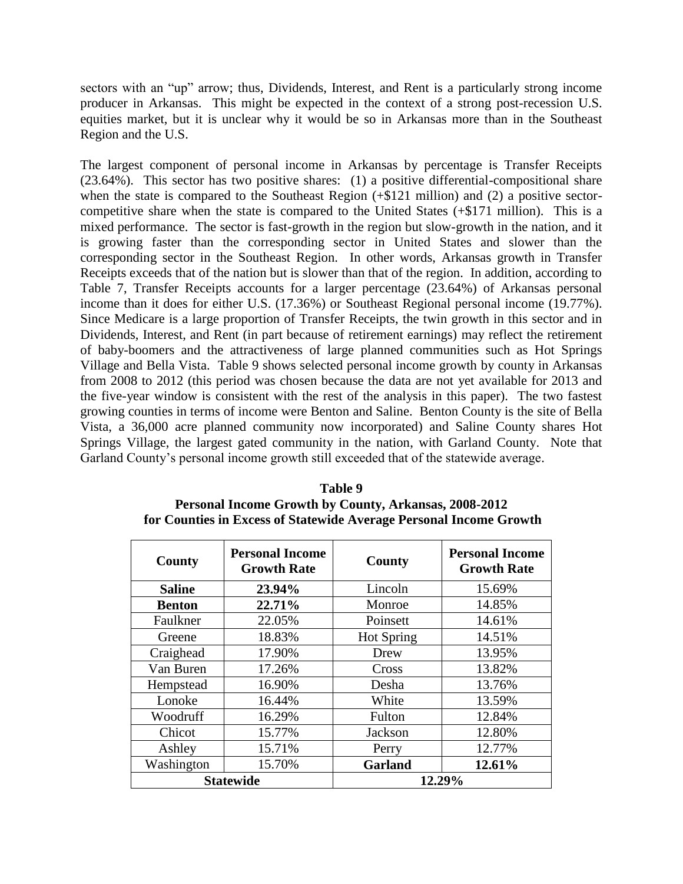sectors with an "up" arrow; thus, Dividends, Interest, and Rent is a particularly strong income producer in Arkansas. This might be expected in the context of a strong post-recession U.S. equities market, but it is unclear why it would be so in Arkansas more than in the Southeast Region and the U.S.

The largest component of personal income in Arkansas by percentage is Transfer Receipts (23.64%). This sector has two positive shares: (1) a positive differential-compositional share when the state is compared to the Southeast Region (+$121 million) and (2) a positive sector-competitive share when the state is compared to the United States (+$171 million). This is a mixed performance. The sector is fast-growth in the region but slow-growth in the nation, and it is growing faster than the corresponding sector in United States and slower than the corresponding sector in the Southeast Region. In other words, Arkansas growth in Transfer Receipts exceeds that of the nation but is slower than that of the region. In addition, according to Table 7, Transfer Receipts accounts for a larger percentage (23.64%) of Arkansas personal income than it does for either U.S. (17.36%) or Southeast Regional personal income (19.77%). Since Medicare is a large proportion of Transfer Receipts, the twin growth in this sector and in Dividends, Interest, and Rent (in part because of retirement earnings) may reflect the retirement of baby-boomers and the attractiveness of large planned communities such as Hot Springs Village and Bella Vista. Table 9 shows selected personal income growth by county in Arkansas from 2008 to 2012 (this period was chosen because the data are not yet available for 2013 and the five-year window is consistent with the rest of the analysis in this paper). The two fastest growing counties in terms of income were Benton and Saline. Benton County is the site of Bella Vista, a 36,000 acre planned community now incorporated) and Saline County shares Hot Springs Village, the largest gated community in the nation, with Garland County. Note that Garland County's personal income growth still exceeded that of the statewide average.

**Table 9**
**Personal Income Growth by County, Arkansas, 2008-2012**
**for Counties in Excess of Statewide Average Personal Income Growth**

| County | Personal Income Growth Rate | County | Personal Income Growth Rate |
|---|---|---|---|
| **Saline** | **23.94%** | Lincoln | 15.69% |
| **Benton** | **22.71%** | Monroe | 14.85% |
| Faulkner | 22.05% | Poinsett | 14.61% |
| Greene | 18.83% | Hot Spring | 14.51% |
| Craighead | 17.90% | Drew | 13.95% |
| Van Buren | 17.26% | Cross | 13.82% |
| Hempstead | 16.90% | Desha | 13.76% |
| Lonoke | 16.44% | White | 13.59% |
| Woodruff | 16.29% | Fulton | 12.84% |
| Chicot | 15.77% | Jackson | 12.80% |
| Ashley | 15.71% | Perry | 12.77% |
| Washington | 15.70% | **Garland** | **12.61%** |
| **Statewide** | | **12.29%** | |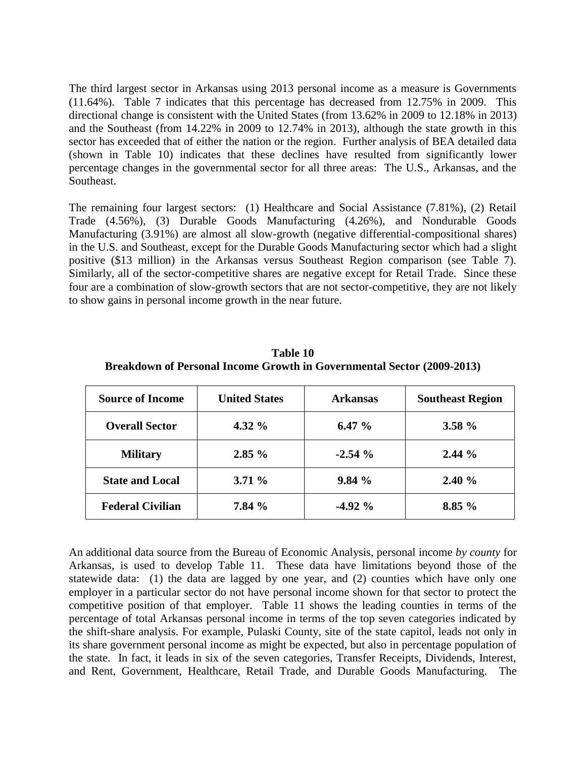The third largest sector in Arkansas using 2013 personal income as a measure is Governments (11.64%). Table 7 indicates that this percentage has decreased from 12.75% in 2009. This directional change is consistent with the United States (from 13.62% in 2009 to 12.18% in 2013) and the Southeast (from 14.22% in 2009 to 12.74% in 2013), although the state growth in this sector has exceeded that of either the nation or the region. Further analysis of BEA detailed data (shown in Table 10) indicates that these declines have resulted from significantly lower percentage changes in the governmental sector for all three areas: The U.S., Arkansas, and the Southeast.

The remaining four largest sectors: (1) Healthcare and Social Assistance (7.81%), (2) Retail Trade (4.56%), (3) Durable Goods Manufacturing (4.26%), and Nondurable Goods Manufacturing (3.91%) are almost all slow-growth (negative differential-compositional shares) in the U.S. and Southeast, except for the Durable Goods Manufacturing sector which had a slight positive ($13 million) in the Arkansas versus Southeast Region comparison (see Table 7). Similarly, all of the sector-competitive shares are negative except for Retail Trade. Since these four are a combination of slow-growth sectors that are not sector-competitive, they are not likely to show gains in personal income growth in the near future.

**Table 10**
**Breakdown of Personal Income Growth in Governmental Sector (2009-2013)**

| Source of Income | United States | Arkansas | Southeast Region |
|---|---|---|---|
| **Overall Sector** | **4.32 %** | **6.47 %** | **3.58 %** |
| **Military** | **2.85 %** | **-2.54 %** | **2.44 %** |
| **State and Local** | **3.71 %** | **9.84 %** | **2.40 %** |
| **Federal Civilian** | **7.84 %** | **-4.92 %** | **8.85 %** |

An additional data source from the Bureau of Economic Analysis, personal income *by county* for Arkansas, is used to develop Table 11. These data have limitations beyond those of the statewide data: (1) the data are lagged by one year, and (2) counties which have only one employer in a particular sector do not have personal income shown for that sector to protect the competitive position of that employer. Table 11 shows the leading counties in terms of the percentage of total Arkansas personal income in terms of the top seven categories indicated by the shift-share analysis. For example, Pulaski County, site of the state capitol, leads not only in its share government personal income as might be expected, but also in percentage population of the state. In fact, it leads in six of the seven categories, Transfer Receipts, Dividends, Interest, and Rent, Government, Healthcare, Retail Trade, and Durable Goods Manufacturing. The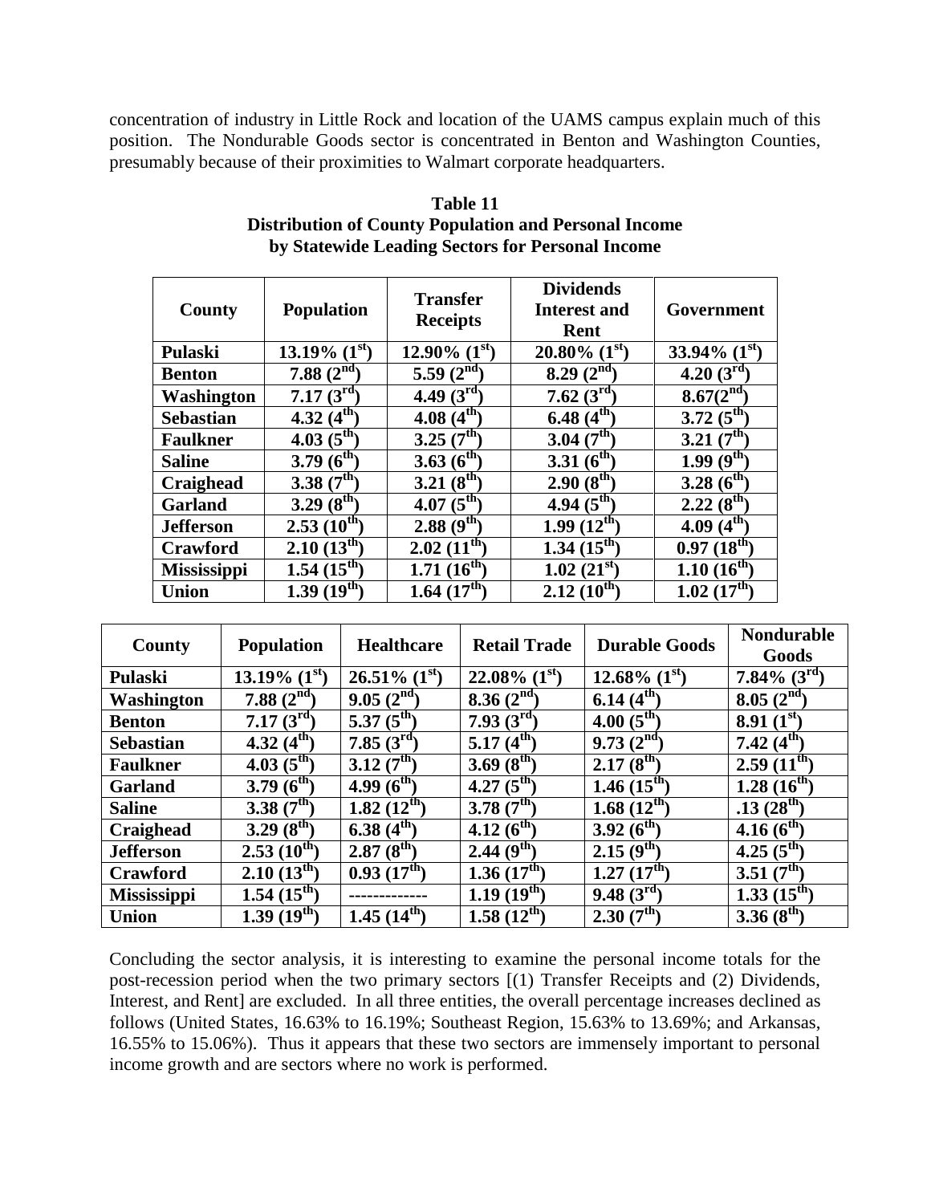concentration of industry in Little Rock and location of the UAMS campus explain much of this position. The Nondurable Goods sector is concentrated in Benton and Washington Counties, presumably because of their proximities to Walmart corporate headquarters.

**Table 11**
**Distribution of County Population and Personal Income by Statewide Leading Sectors for Personal Income**

| County | Population | Transfer Receipts | Dividends Interest and Rent | Government |
|---|---|---|---|---|
| Pulaski | 13.19% (1st) | 12.90% (1st) | 20.80% (1st) | 33.94% (1st) |
| Benton | 7.88 (2nd) | 5.59 (2nd) | 8.29 (2nd) | 4.20 (3rd) |
| Washington | 7.17 (3rd) | 4.49 (3rd) | 7.62 (3rd) | 8.67(2nd) |
| Sebastian | 4.32 (4th) | 4.08 (4th) | 6.48 (4th) | 3.72 (5th) |
| Faulkner | 4.03 (5th) | 3.25 (7th) | 3.04 (7th) | 3.21 (7th) |
| Saline | 3.79 (6th) | 3.63 (6th) | 3.31 (6th) | 1.99 (9th) |
| Craighead | 3.38 (7th) | 3.21 (8th) | 2.90 (8th) | 3.28 (6th) |
| Garland | 3.29 (8th) | 4.07 (5th) | 4.94 (5th) | 2.22 (8th) |
| Jefferson | 2.53 (10th) | 2.88 (9th) | 1.99 (12th) | 4.09 (4th) |
| Crawford | 2.10 (13th) | 2.02 (11th) | 1.34 (15th) | 0.97 (18th) |
| Mississippi | 1.54 (15th) | 1.71 (16th) | 1.02 (21st) | 1.10 (16th) |
| Union | 1.39 (19th) | 1.64 (17th) | 2.12 (10th) | 1.02 (17th) |

| County | Population | Healthcare | Retail Trade | Durable Goods | Nondurable Goods |
|---|---|---|---|---|---|
| Pulaski | 13.19% (1st) | 26.51% (1st) | 22.08% (1st) | 12.68% (1st) | 7.84% (3rd) |
| Washington | 7.88 (2nd) | 9.05 (2nd) | 8.36 (2nd) | 6.14 (4th) | 8.05 (2nd) |
| Benton | 7.17 (3rd) | 5.37 (5th) | 7.93 (3rd) | 4.00 (5th) | 8.91 (1st) |
| Sebastian | 4.32 (4th) | 7.85 (3rd) | 5.17 (4th) | 9.73 (2nd) | 7.42 (4th) |
| Faulkner | 4.03 (5th) | 3.12 (7th) | 3.69 (8th) | 2.17 (8th) | 2.59 (11th) |
| Garland | 3.79 (6th) | 4.99 (6th) | 4.27 (5th) | 1.46 (15th) | 1.28 (16th) |
| Saline | 3.38 (7th) | 1.82 (12th) | 3.78 (7th) | 1.68 (12th) | .13 (28th) |
| Craighead | 3.29 (8th) | 6.38 (4th) | 4.12 (6th) | 3.92 (6th) | 4.16 (6th) |
| Jefferson | 2.53 (10th) | 2.87 (8th) | 2.44 (9th) | 2.15 (9th) | 4.25 (5th) |
| Crawford | 2.10 (13th) | 0.93 (17th) | 1.36 (17th) | 1.27 (17th) | 3.51 (7th) |
| Mississippi | 1.54 (15th) | ------------- | 1.19 (19th) | 9.48 (3rd) | 1.33 (15th) |
| Union | 1.39 (19th) | 1.45 (14th) | 1.58 (12th) | 2.30 (7th) | 3.36 (8th) |

Concluding the sector analysis, it is interesting to examine the personal income totals for the post-recession period when the two primary sectors [(1) Transfer Receipts and (2) Dividends, Interest, and Rent] are excluded. In all three entities, the overall percentage increases declined as follows (United States, 16.63% to 16.19%; Southeast Region, 15.63% to 13.69%; and Arkansas, 16.55% to 15.06%). Thus it appears that these two sectors are immensely important to personal income growth and are sectors where no work is performed.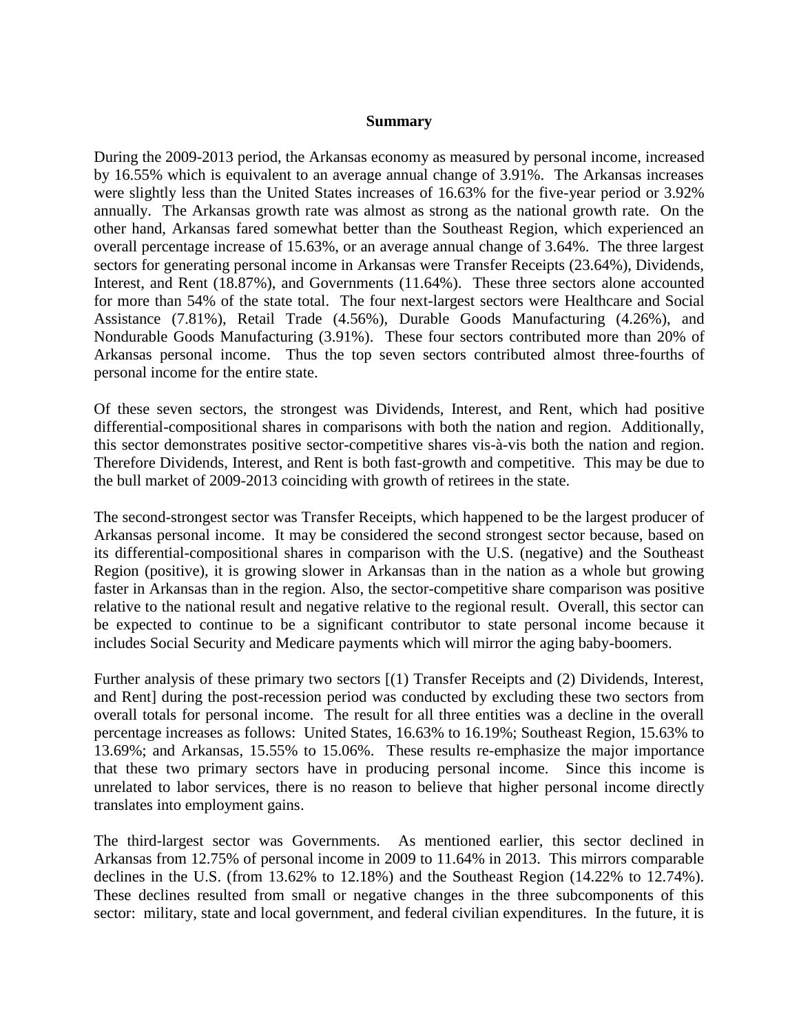**Summary**

During the 2009-2013 period, the Arkansas economy as measured by personal income, increased by 16.55% which is equivalent to an average annual change of 3.91%. The Arkansas increases were slightly less than the United States increases of 16.63% for the five-year period or 3.92% annually. The Arkansas growth rate was almost as strong as the national growth rate. On the other hand, Arkansas fared somewhat better than the Southeast Region, which experienced an overall percentage increase of 15.63%, or an average annual change of 3.64%. The three largest sectors for generating personal income in Arkansas were Transfer Receipts (23.64%), Dividends, Interest, and Rent (18.87%), and Governments (11.64%). These three sectors alone accounted for more than 54% of the state total. The four next-largest sectors were Healthcare and Social Assistance (7.81%), Retail Trade (4.56%), Durable Goods Manufacturing (4.26%), and Nondurable Goods Manufacturing (3.91%). These four sectors contributed more than 20% of Arkansas personal income. Thus the top seven sectors contributed almost three-fourths of personal income for the entire state.

Of these seven sectors, the strongest was Dividends, Interest, and Rent, which had positive differential-compositional shares in comparisons with both the nation and region. Additionally, this sector demonstrates positive sector-competitive shares vis-à-vis both the nation and region. Therefore Dividends, Interest, and Rent is both fast-growth and competitive. This may be due to the bull market of 2009-2013 coinciding with growth of retirees in the state.

The second-strongest sector was Transfer Receipts, which happened to be the largest producer of Arkansas personal income. It may be considered the second strongest sector because, based on its differential-compositional shares in comparison with the U.S. (negative) and the Southeast Region (positive), it is growing slower in Arkansas than in the nation as a whole but growing faster in Arkansas than in the region. Also, the sector-competitive share comparison was positive relative to the national result and negative relative to the regional result. Overall, this sector can be expected to continue to be a significant contributor to state personal income because it includes Social Security and Medicare payments which will mirror the aging baby-boomers.

Further analysis of these primary two sectors [(1) Transfer Receipts and (2) Dividends, Interest, and Rent] during the post-recession period was conducted by excluding these two sectors from overall totals for personal income. The result for all three entities was a decline in the overall percentage increases as follows: United States, 16.63% to 16.19%; Southeast Region, 15.63% to 13.69%; and Arkansas, 15.55% to 15.06%. These results re-emphasize the major importance that these two primary sectors have in producing personal income. Since this income is unrelated to labor services, there is no reason to believe that higher personal income directly translates into employment gains.

The third-largest sector was Governments. As mentioned earlier, this sector declined in Arkansas from 12.75% of personal income in 2009 to 11.64% in 2013. This mirrors comparable declines in the U.S. (from 13.62% to 12.18%) and the Southeast Region (14.22% to 12.74%). These declines resulted from small or negative changes in the three subcomponents of this sector: military, state and local government, and federal civilian expenditures. In the future, it is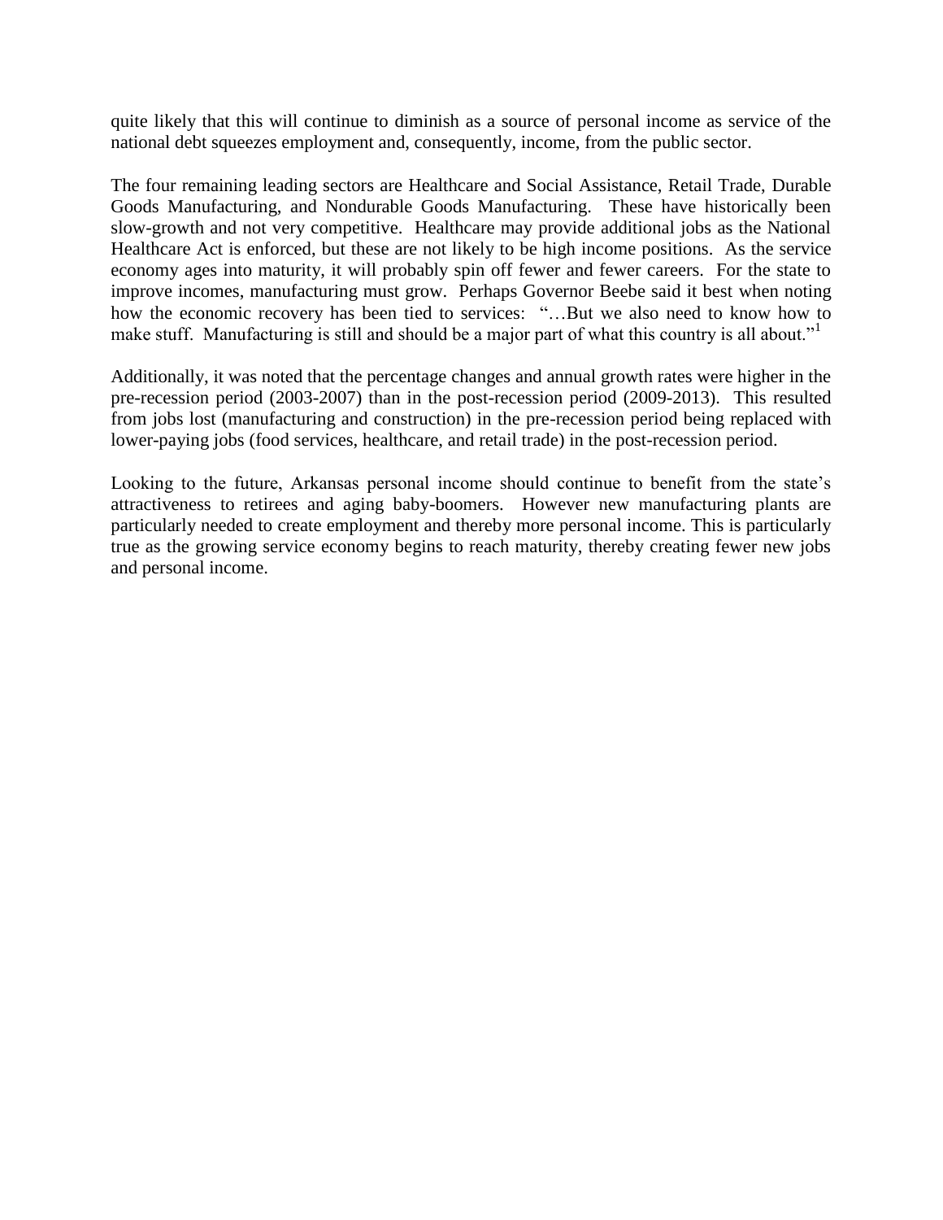quite likely that this will continue to diminish as a source of personal income as service of the national debt squeezes employment and, consequently, income, from the public sector.

The four remaining leading sectors are Healthcare and Social Assistance, Retail Trade, Durable Goods Manufacturing, and Nondurable Goods Manufacturing. These have historically been slow-growth and not very competitive. Healthcare may provide additional jobs as the National Healthcare Act is enforced, but these are not likely to be high income positions. As the service economy ages into maturity, it will probably spin off fewer and fewer careers. For the state to improve incomes, manufacturing must grow. Perhaps Governor Beebe said it best when noting how the economic recovery has been tied to services: "…But we also need to know how to make stuff. Manufacturing is still and should be a major part of what this country is all about."[1]

Additionally, it was noted that the percentage changes and annual growth rates were higher in the pre-recession period (2003-2007) than in the post-recession period (2009-2013). This resulted from jobs lost (manufacturing and construction) in the pre-recession period being replaced with lower-paying jobs (food services, healthcare, and retail trade) in the post-recession period.

Looking to the future, Arkansas personal income should continue to benefit from the state's attractiveness to retirees and aging baby-boomers. However new manufacturing plants are particularly needed to create employment and thereby more personal income. This is particularly true as the growing service economy begins to reach maturity, thereby creating fewer new jobs and personal income.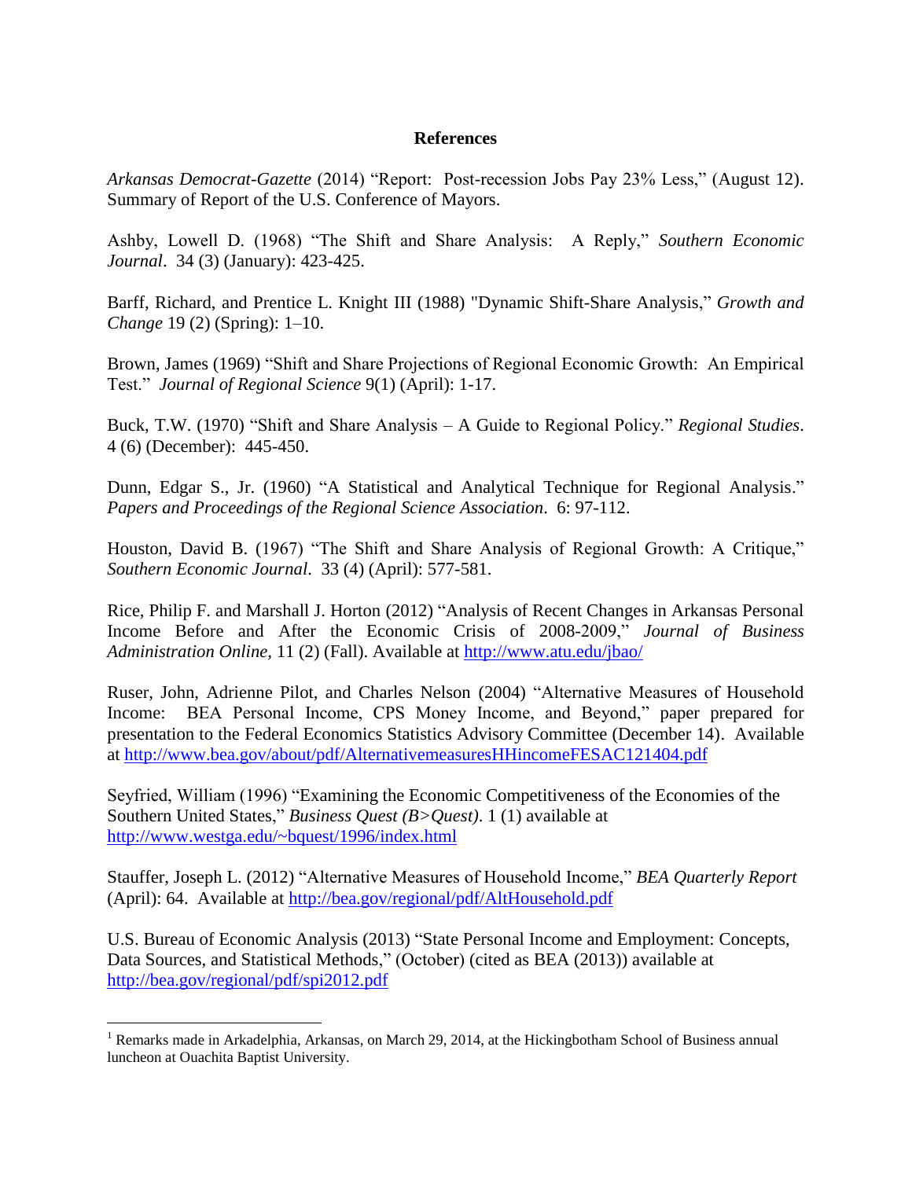## References

*Arkansas Democrat-Gazette* (2014) "Report: Post-recession Jobs Pay 23% Less," (August 12). Summary of Report of the U.S. Conference of Mayors.

Ashby, Lowell D. (1968) "The Shift and Share Analysis: A Reply," *Southern Economic Journal*. 34 (3) (January): 423-425.

Barff, Richard, and Prentice L. Knight III (1988) "Dynamic Shift-Share Analysis," *Growth and Change* 19 (2) (Spring): 1–10.

Brown, James (1969) "Shift and Share Projections of Regional Economic Growth: An Empirical Test." *Journal of Regional Science* 9(1) (April): 1-17.

Buck, T.W. (1970) "Shift and Share Analysis – A Guide to Regional Policy." *Regional Studies*. 4 (6) (December): 445-450.

Dunn, Edgar S., Jr. (1960) "A Statistical and Analytical Technique for Regional Analysis." *Papers and Proceedings of the Regional Science Association*. 6: 97-112.

Houston, David B. (1967) "The Shift and Share Analysis of Regional Growth: A Critique," *Southern Economic Journal*. 33 (4) (April): 577-581.

Rice, Philip F. and Marshall J. Horton (2012) "Analysis of Recent Changes in Arkansas Personal Income Before and After the Economic Crisis of 2008-2009," *Journal of Business Administration Online,* 11 (2) (Fall). Available at http://www.atu.edu/jbao/

Ruser, John, Adrienne Pilot, and Charles Nelson (2004) "Alternative Measures of Household Income: BEA Personal Income, CPS Money Income, and Beyond," paper prepared for presentation to the Federal Economics Statistics Advisory Committee (December 14). Available at http://www.bea.gov/about/pdf/AlternativemeasuresHHincomeFESAC121404.pdf

Seyfried, William (1996) "Examining the Economic Competitiveness of the Economies of the Southern United States," *Business Quest (B>Quest)*. 1 (1) available at http://www.westga.edu/~bquest/1996/index.html

Stauffer, Joseph L. (2012) "Alternative Measures of Household Income," *BEA Quarterly Report* (April): 64. Available at http://bea.gov/regional/pdf/AltHousehold.pdf

U.S. Bureau of Economic Analysis (2013) "State Personal Income and Employment: Concepts, Data Sources, and Statistical Methods," (October) (cited as BEA (2013)) available at http://bea.gov/regional/pdf/spi2012.pdf

---

[1] Remarks made in Arkadelphia, Arkansas, on March 29, 2014, at the Hickingbotham School of Business annual luncheon at Ouachita Baptist University.